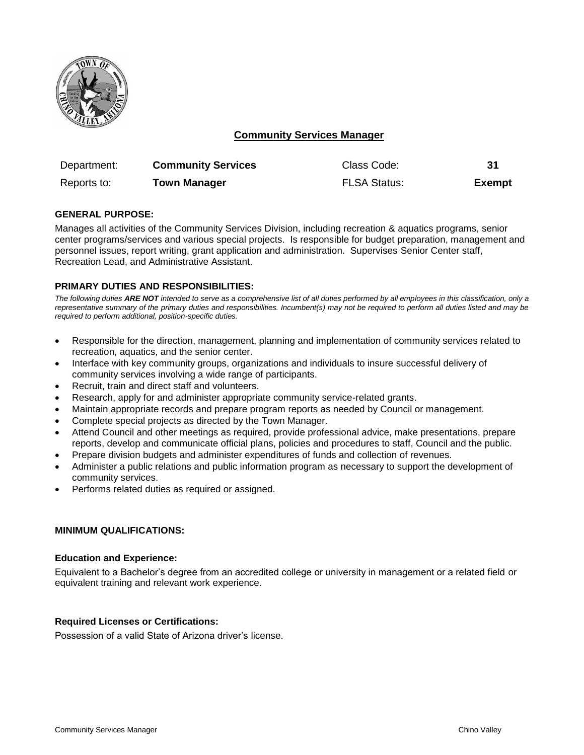# Community Services Manager

| Department: | **Community Services** | Class Code: | **31** |
|---|---|---|---|
| Reports to: | **Town Manager** | FLSA Status: | **Exempt** |

## GENERAL PURPOSE:

Manages all activities of the Community Services Division, including recreation & aquatics programs, senior center programs/services and various special projects. Is responsible for budget preparation, management and personnel issues, report writing, grant application and administration. Supervises Senior Center staff, Recreation Lead, and Administrative Assistant.

## PRIMARY DUTIES AND RESPONSIBILITIES:

*The following duties **ARE NOT** intended to serve as a comprehensive list of all duties performed by all employees in this classification, only a representative summary of the primary duties and responsibilities. Incumbent(s) may not be required to perform all duties listed and may be required to perform additional, position-specific duties.*

- Responsible for the direction, management, planning and implementation of community services related to recreation, aquatics, and the senior center.
- Interface with key community groups, organizations and individuals to insure successful delivery of community services involving a wide range of participants.
- Recruit, train and direct staff and volunteers.
- Research, apply for and administer appropriate community service-related grants.
- Maintain appropriate records and prepare program reports as needed by Council or management.
- Complete special projects as directed by the Town Manager.
- Attend Council and other meetings as required, provide professional advice, make presentations, prepare reports, develop and communicate official plans, policies and procedures to staff, Council and the public.
- Prepare division budgets and administer expenditures of funds and collection of revenues.
- Administer a public relations and public information program as necessary to support the development of community services.
- Performs related duties as required or assigned.

## MINIMUM QUALIFICATIONS:

### Education and Experience:

Equivalent to a Bachelor's degree from an accredited college or university in management or a related field or equivalent training and relevant work experience.

### Required Licenses or Certifications:

Possession of a valid State of Arizona driver's license.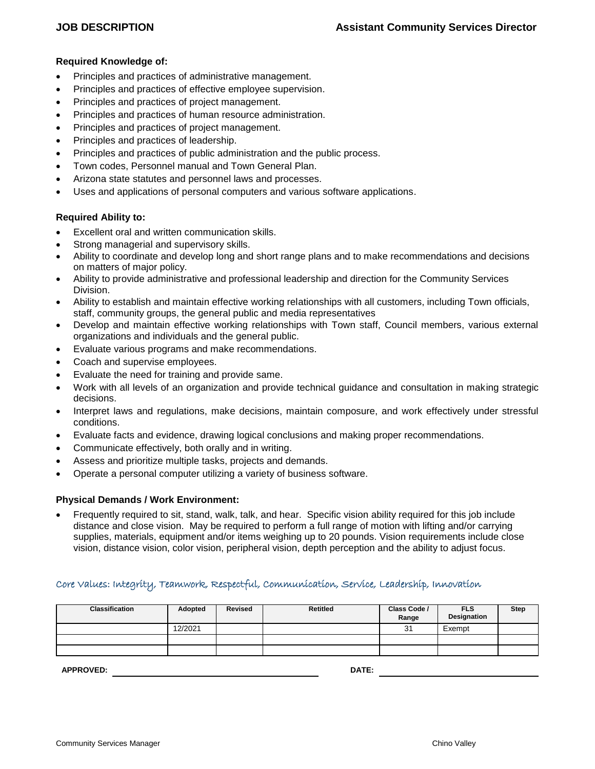**Required Knowledge of:**

- Principles and practices of administrative management.
- Principles and practices of effective employee supervision.
- Principles and practices of project management.
- Principles and practices of human resource administration.
- Principles and practices of project management.
- Principles and practices of leadership.
- Principles and practices of public administration and the public process.
- Town codes, Personnel manual and Town General Plan.
- Arizona state statutes and personnel laws and processes.
- Uses and applications of personal computers and various software applications.

**Required Ability to:**

- Excellent oral and written communication skills.
- Strong managerial and supervisory skills.
- Ability to coordinate and develop long and short range plans and to make recommendations and decisions on matters of major policy.
- Ability to provide administrative and professional leadership and direction for the Community Services Division.
- Ability to establish and maintain effective working relationships with all customers, including Town officials, staff, community groups, the general public and media representatives
- Develop and maintain effective working relationships with Town staff, Council members, various external organizations and individuals and the general public.
- Evaluate various programs and make recommendations.
- Coach and supervise employees.
- Evaluate the need for training and provide same.
- Work with all levels of an organization and provide technical guidance and consultation in making strategic decisions.
- Interpret laws and regulations, make decisions, maintain composure, and work effectively under stressful conditions.
- Evaluate facts and evidence, drawing logical conclusions and making proper recommendations.
- Communicate effectively, both orally and in writing.
- Assess and prioritize multiple tasks, projects and demands.
- Operate a personal computer utilizing a variety of business software.

**Physical Demands / Work Environment:**

- Frequently required to sit, stand, walk, talk, and hear. Specific vision ability required for this job include distance and close vision. May be required to perform a full range of motion with lifting and/or carrying supplies, materials, equipment and/or items weighing up to 20 pounds. Vision requirements include close vision, distance vision, color vision, peripheral vision, depth perception and the ability to adjust focus.

Core Values: Integrity, Teamwork, Respectful, Communication, Service, Leadership, Innovation

| Classification | Adopted | Revised | Retitled | Class Code / Range | FLS Designation | Step |
|---|---|---|---|---|---|---|
| | 12/2021 | | | 31 | Exempt | |
| | | | | | | |
| | | | | | | |

**APPROVED:** ______________________ **DATE:** ______________________